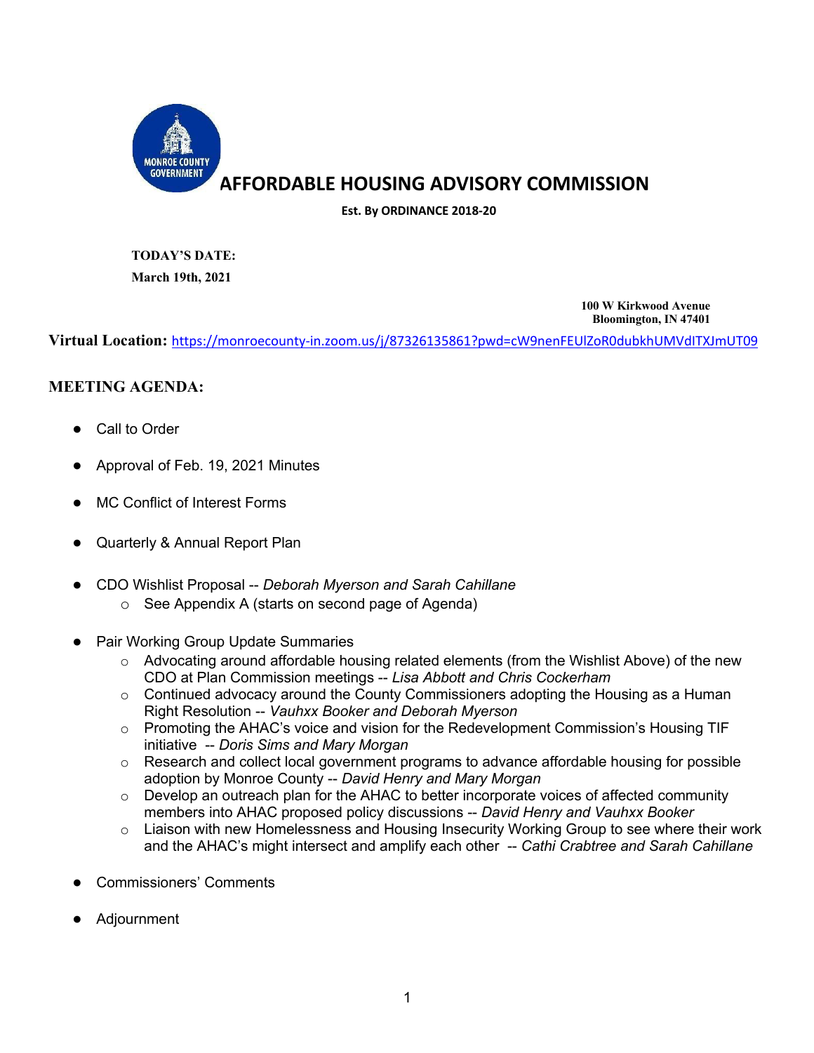MONROE COUNTY GOVERNMENT

# AFFORDABLE HOUSING ADVISORY COMMISSION

**Est. By ORDINANCE 2018-20**

**TODAY'S DATE:**
**March 19th, 2021**

**100 W Kirkwood Avenue**
**Bloomington, IN 47401**

**Virtual Location:** https://monroecounty-in.zoom.us/j/87326135861?pwd=cW9nenFEUlZoR0dubkhUMVdITXJmUT09

## MEETING AGENDA:

- Call to Order
- Approval of Feb. 19, 2021 Minutes
- MC Conflict of Interest Forms
- Quarterly & Annual Report Plan
- CDO Wishlist Proposal -- *Deborah Myerson and Sarah Cahillane*
    - See Appendix A (starts on second page of Agenda)
- Pair Working Group Update Summaries
    - Advocating around affordable housing related elements (from the Wishlist Above) of the new CDO at Plan Commission meetings -- *Lisa Abbott and Chris Cockerham*
    - Continued advocacy around the County Commissioners adopting the Housing as a Human Right Resolution -- *Vauhxx Booker and Deborah Myerson*
    - Promoting the AHAC's voice and vision for the Redevelopment Commission's Housing TIF initiative -- *Doris Sims and Mary Morgan*
    - Research and collect local government programs to advance affordable housing for possible adoption by Monroe County -- *David Henry and Mary Morgan*
    - Develop an outreach plan for the AHAC to better incorporate voices of affected community members into AHAC proposed policy discussions -- *David Henry and Vauhxx Booker*
    - Liaison with new Homelessness and Housing Insecurity Working Group to see where their work and the AHAC's might intersect and amplify each other -- *Cathi Crabtree and Sarah Cahillane*
- Commissioners' Comments
- Adjournment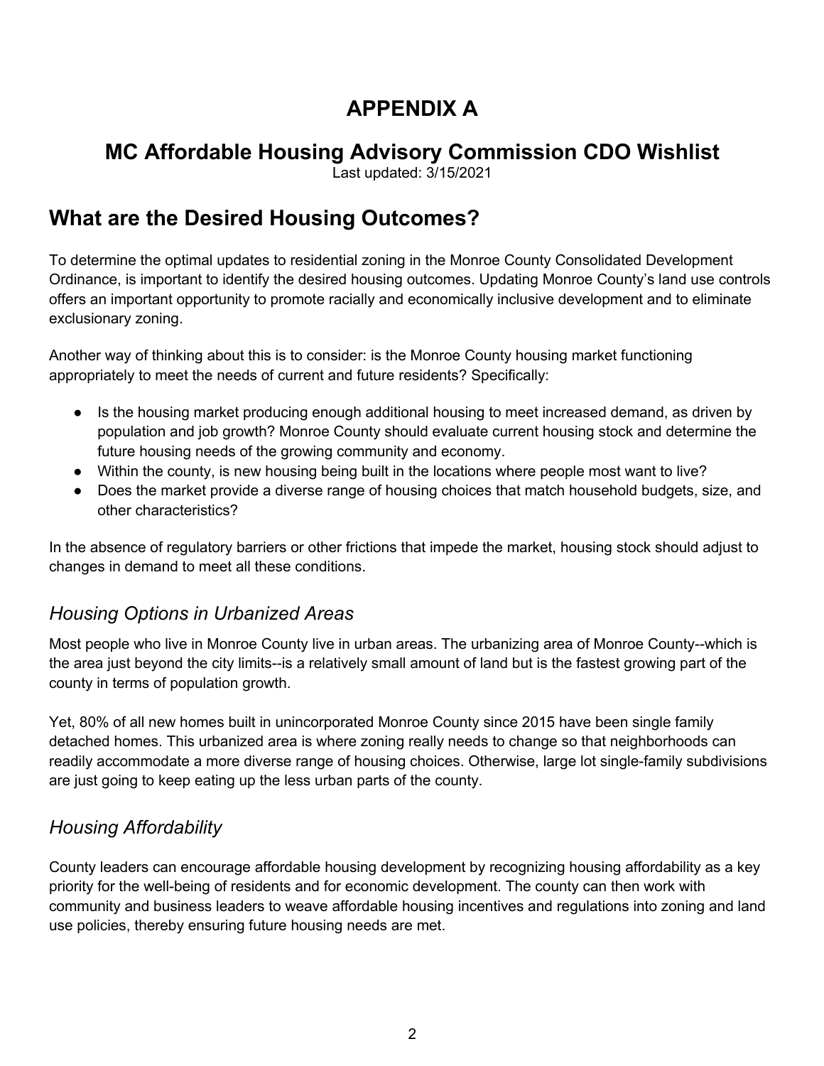# APPENDIX A

## MC Affordable Housing Advisory Commission CDO Wishlist

Last updated: 3/15/2021

## What are the Desired Housing Outcomes?

To determine the optimal updates to residential zoning in the Monroe County Consolidated Development Ordinance, is important to identify the desired housing outcomes. Updating Monroe County's land use controls offers an important opportunity to promote racially and economically inclusive development and to eliminate exclusionary zoning.

Another way of thinking about this is to consider: is the Monroe County housing market functioning appropriately to meet the needs of current and future residents? Specifically:

- Is the housing market producing enough additional housing to meet increased demand, as driven by population and job growth? Monroe County should evaluate current housing stock and determine the future housing needs of the growing community and economy.
- Within the county, is new housing being built in the locations where people most want to live?
- Does the market provide a diverse range of housing choices that match household budgets, size, and other characteristics?

In the absence of regulatory barriers or other frictions that impede the market, housing stock should adjust to changes in demand to meet all these conditions.

### *Housing Options in Urbanized Areas*

Most people who live in Monroe County live in urban areas. The urbanizing area of Monroe County--which is the area just beyond the city limits--is a relatively small amount of land but is the fastest growing part of the county in terms of population growth.

Yet, 80% of all new homes built in unincorporated Monroe County since 2015 have been single family detached homes. This urbanized area is where zoning really needs to change so that neighborhoods can readily accommodate a more diverse range of housing choices. Otherwise, large lot single-family subdivisions are just going to keep eating up the less urban parts of the county.

### *Housing Affordability*

County leaders can encourage affordable housing development by recognizing housing affordability as a key priority for the well-being of residents and for economic development. The county can then work with community and business leaders to weave affordable housing incentives and regulations into zoning and land use policies, thereby ensuring future housing needs are met.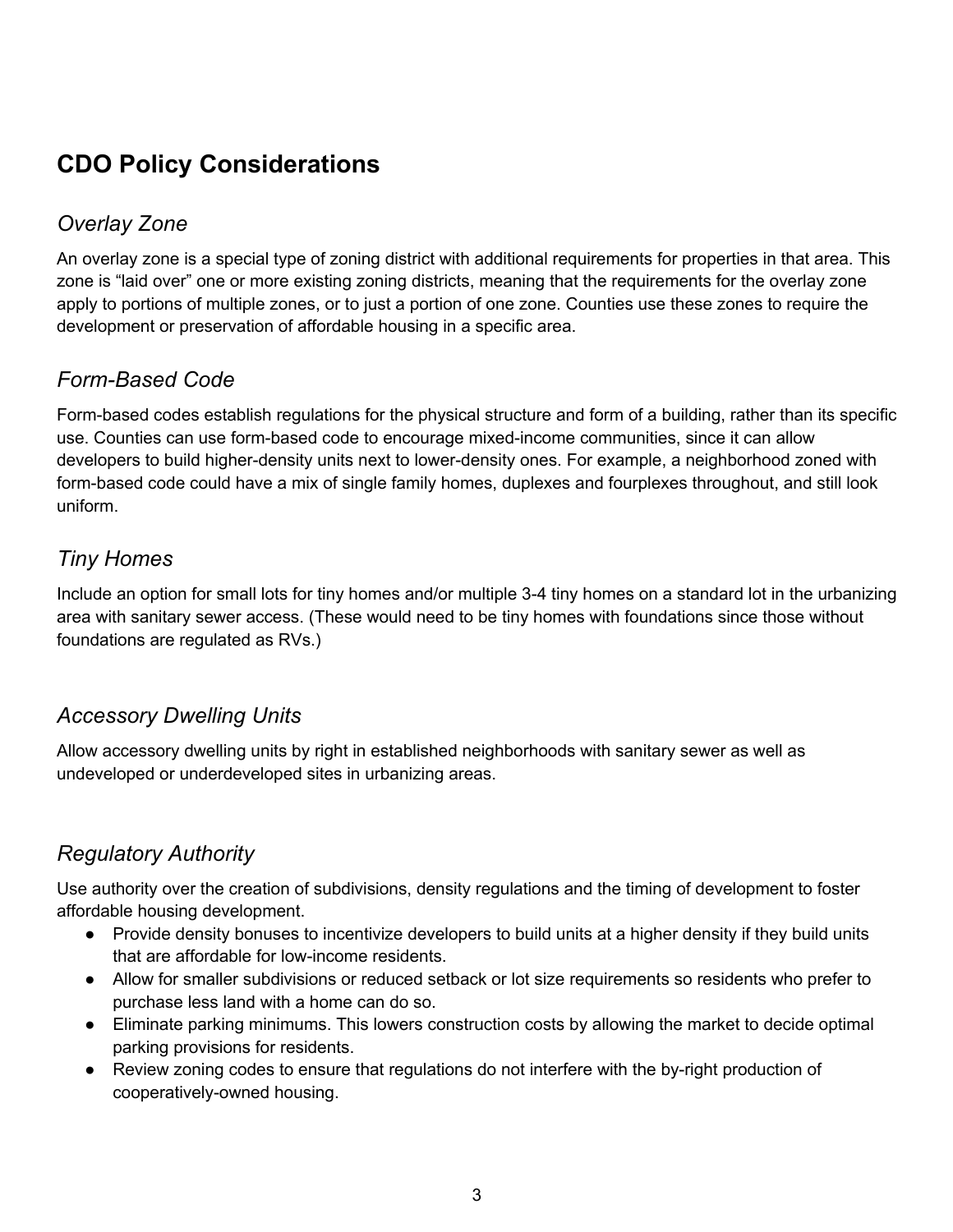## CDO Policy Considerations

### *Overlay Zone*

An overlay zone is a special type of zoning district with additional requirements for properties in that area. This zone is "laid over" one or more existing zoning districts, meaning that the requirements for the overlay zone apply to portions of multiple zones, or to just a portion of one zone. Counties use these zones to require the development or preservation of affordable housing in a specific area.

### *Form-Based Code*

Form-based codes establish regulations for the physical structure and form of a building, rather than its specific use. Counties can use form-based code to encourage mixed-income communities, since it can allow developers to build higher-density units next to lower-density ones. For example, a neighborhood zoned with form-based code could have a mix of single family homes, duplexes and fourplexes throughout, and still look uniform.

### *Tiny Homes*

Include an option for small lots for tiny homes and/or multiple 3-4 tiny homes on a standard lot in the urbanizing area with sanitary sewer access. (These would need to be tiny homes with foundations since those without foundations are regulated as RVs.)

### *Accessory Dwelling Units*

Allow accessory dwelling units by right in established neighborhoods with sanitary sewer as well as undeveloped or underdeveloped sites in urbanizing areas.

### *Regulatory Authority*

Use authority over the creation of subdivisions, density regulations and the timing of development to foster affordable housing development.

- Provide density bonuses to incentivize developers to build units at a higher density if they build units that are affordable for low-income residents.
- Allow for smaller subdivisions or reduced setback or lot size requirements so residents who prefer to purchase less land with a home can do so.
- Eliminate parking minimums. This lowers construction costs by allowing the market to decide optimal parking provisions for residents.
- Review zoning codes to ensure that regulations do not interfere with the by-right production of cooperatively-owned housing.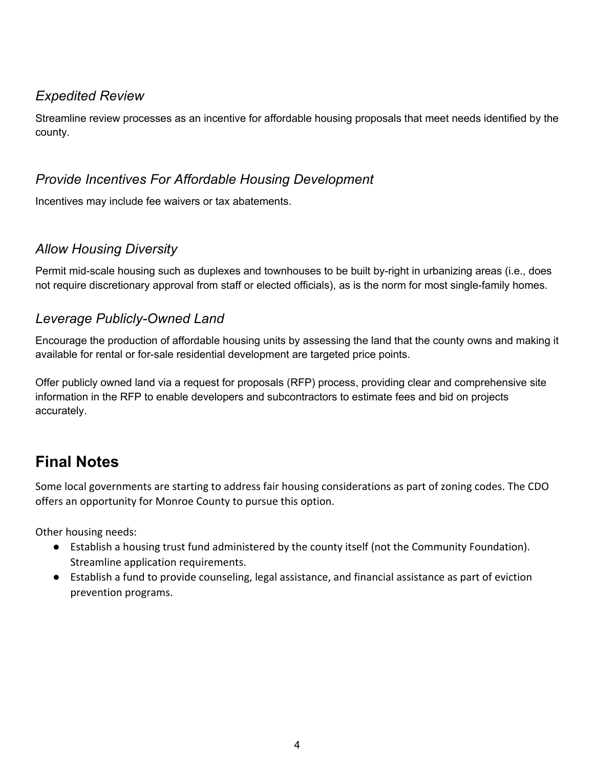### *Expedited Review*

Streamline review processes as an incentive for affordable housing proposals that meet needs identified by the county.

### *Provide Incentives For Affordable Housing Development*

Incentives may include fee waivers or tax abatements.

### *Allow Housing Diversity*

Permit mid-scale housing such as duplexes and townhouses to be built by-right in urbanizing areas (i.e., does not require discretionary approval from staff or elected officials), as is the norm for most single-family homes.

### *Leverage Publicly-Owned Land*

Encourage the production of affordable housing units by assessing the land that the county owns and making it available for rental or for-sale residential development are targeted price points.

Offer publicly owned land via a request for proposals (RFP) process, providing clear and comprehensive site information in the RFP to enable developers and subcontractors to estimate fees and bid on projects accurately.

## Final Notes

Some local governments are starting to address fair housing considerations as part of zoning codes. The CDO offers an opportunity for Monroe County to pursue this option.

Other housing needs:

- Establish a housing trust fund administered by the county itself (not the Community Foundation). Streamline application requirements.
- Establish a fund to provide counseling, legal assistance, and financial assistance as part of eviction prevention programs.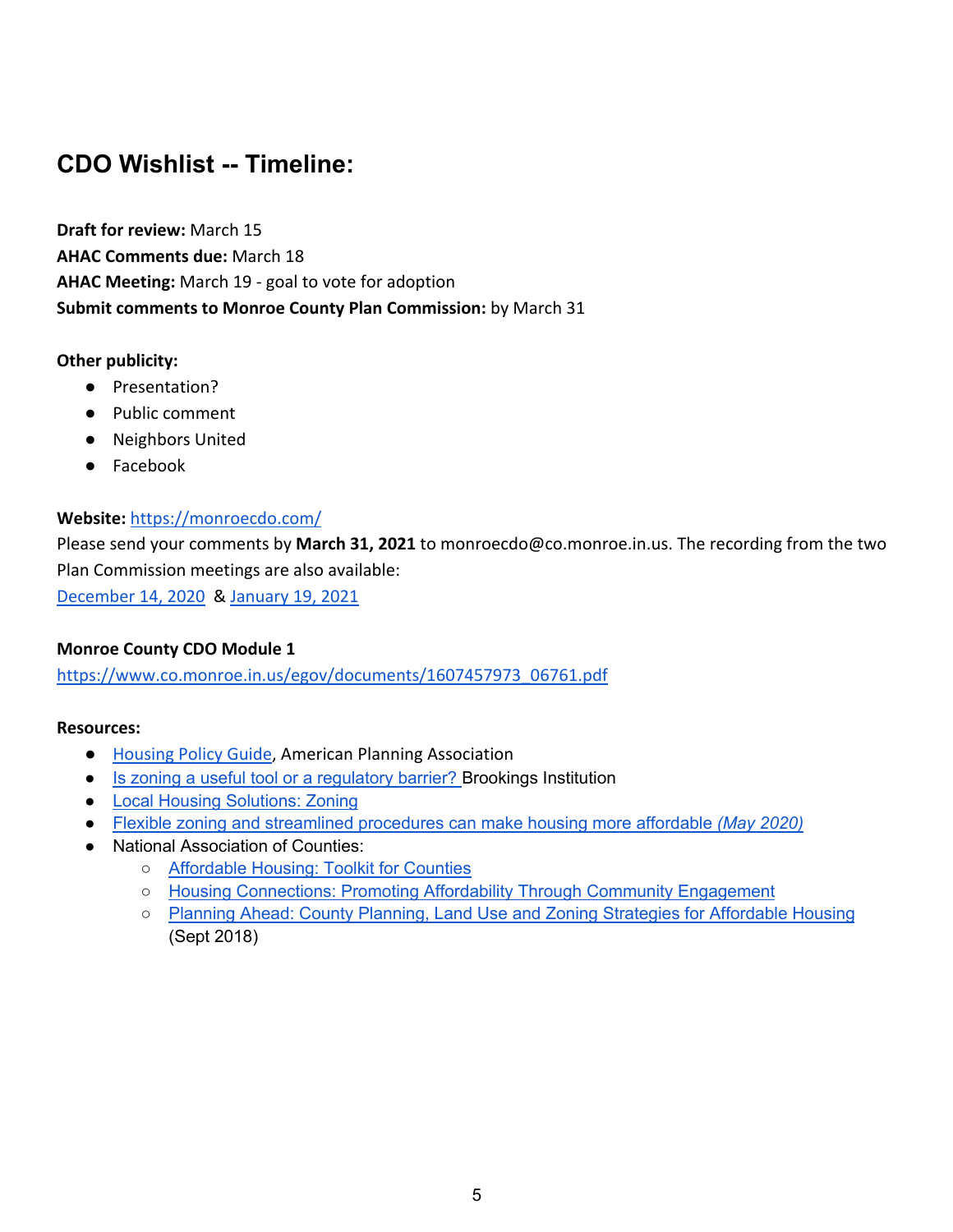# CDO Wishlist -- Timeline:

**Draft for review:** March 15
**AHAC Comments due:** March 18
**AHAC Meeting:** March 19 - goal to vote for adoption
**Submit comments to Monroe County Plan Commission:** by March 31

**Other publicity:**

- Presentation?
- Public comment
- Neighbors United
- Facebook

**Website:** https://monroecdo.com/
Please send your comments by **March 31, 2021** to monroecdo@co.monroe.in.us. The recording from the two Plan Commission meetings are also available:
December 14, 2020 & January 19, 2021

**Monroe County CDO Module 1**
https://www.co.monroe.in.us/egov/documents/1607457973_06761.pdf

**Resources:**

- Housing Policy Guide, American Planning Association
- Is zoning a useful tool or a regulatory barrier? Brookings Institution
- Local Housing Solutions: Zoning
- Flexible zoning and streamlined procedures can make housing more affordable *(May 2020)*
- National Association of Counties:
    - Affordable Housing: Toolkit for Counties
    - Housing Connections: Promoting Affordability Through Community Engagement
    - Planning Ahead: County Planning, Land Use and Zoning Strategies for Affordable Housing (Sept 2018)